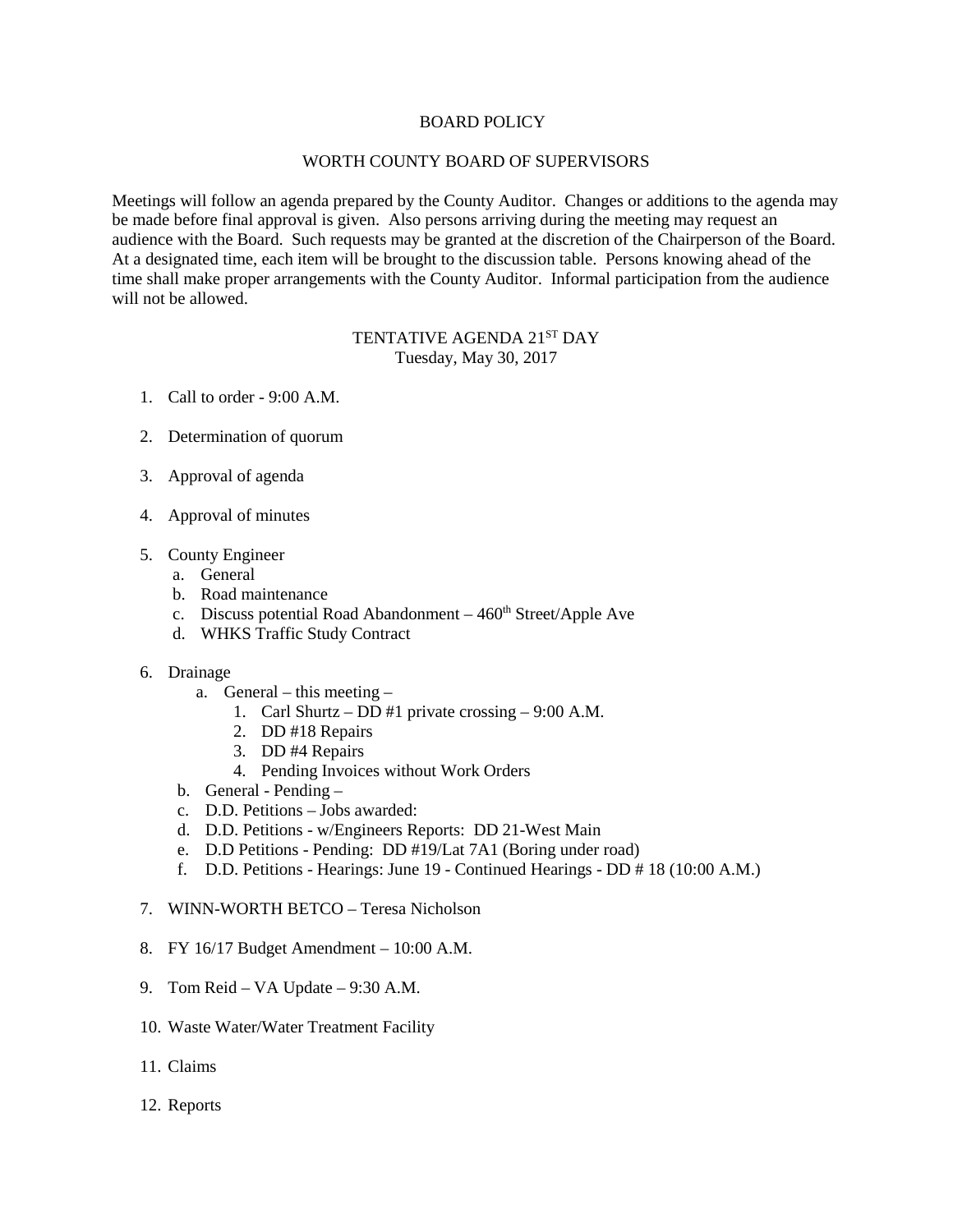# BOARD POLICY

## WORTH COUNTY BOARD OF SUPERVISORS

Meetings will follow an agenda prepared by the County Auditor. Changes or additions to the agenda may be made before final approval is given. Also persons arriving during the meeting may request an audience with the Board. Such requests may be granted at the discretion of the Chairperson of the Board. At a designated time, each item will be brought to the discussion table. Persons knowing ahead of the time shall make proper arrangements with the County Auditor. Informal participation from the audience will not be allowed.

## TENTATIVE AGENDA 21ST DAY

Tuesday, May 30, 2017

1. Call to order - 9:00 A.M.
2. Determination of quorum
3. Approval of agenda
4. Approval of minutes
5. County Engineer
   a. General
   b. Road maintenance
   c. Discuss potential Road Abandonment – 460th Street/Apple Ave
   d. WHKS Traffic Study Contract
6. Drainage
   a. General – this meeting –
      1. Carl Shurtz – DD #1 private crossing – 9:00 A.M.
      2. DD #18 Repairs
      3. DD #4 Repairs
      4. Pending Invoices without Work Orders
   b. General - Pending –
   c. D.D. Petitions – Jobs awarded:
   d. D.D. Petitions - w/Engineers Reports: DD 21-West Main
   e. D.D Petitions - Pending: DD #19/Lat 7A1 (Boring under road)
   f. D.D. Petitions - Hearings: June 19 - Continued Hearings - DD # 18 (10:00 A.M.)
7. WINN-WORTH BETCO – Teresa Nicholson
8. FY 16/17 Budget Amendment – 10:00 A.M.
9. Tom Reid – VA Update – 9:30 A.M.
10. Waste Water/Water Treatment Facility
11. Claims
12. Reports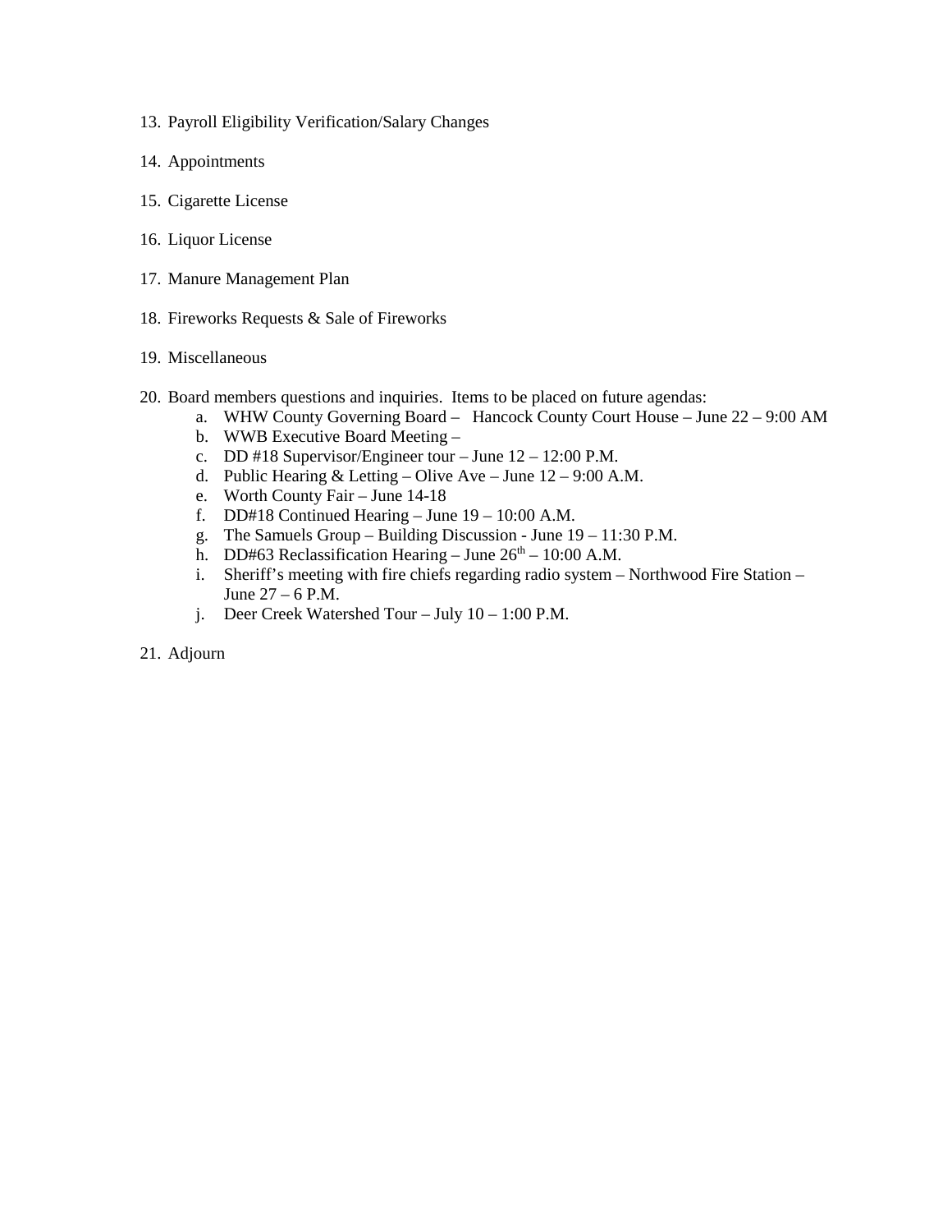13. Payroll Eligibility Verification/Salary Changes

14. Appointments

15. Cigarette License

16. Liquor License

17. Manure Management Plan

18. Fireworks Requests & Sale of Fireworks

19. Miscellaneous

20. Board members questions and inquiries. Items to be placed on future agendas:
    a. WHW County Governing Board – Hancock County Court House – June 22 – 9:00 AM
    b. WWB Executive Board Meeting –
    c. DD #18 Supervisor/Engineer tour – June 12 – 12:00 P.M.
    d. Public Hearing & Letting – Olive Ave – June 12 – 9:00 A.M.
    e. Worth County Fair – June 14-18
    f. DD#18 Continued Hearing – June 19 – 10:00 A.M.
    g. The Samuels Group – Building Discussion - June 19 – 11:30 P.M.
    h. DD#63 Reclassification Hearing – June 26th – 10:00 A.M.
    i. Sheriff's meeting with fire chiefs regarding radio system – Northwood Fire Station – June 27 – 6 P.M.
    j. Deer Creek Watershed Tour – July 10 – 1:00 P.M.

21. Adjourn